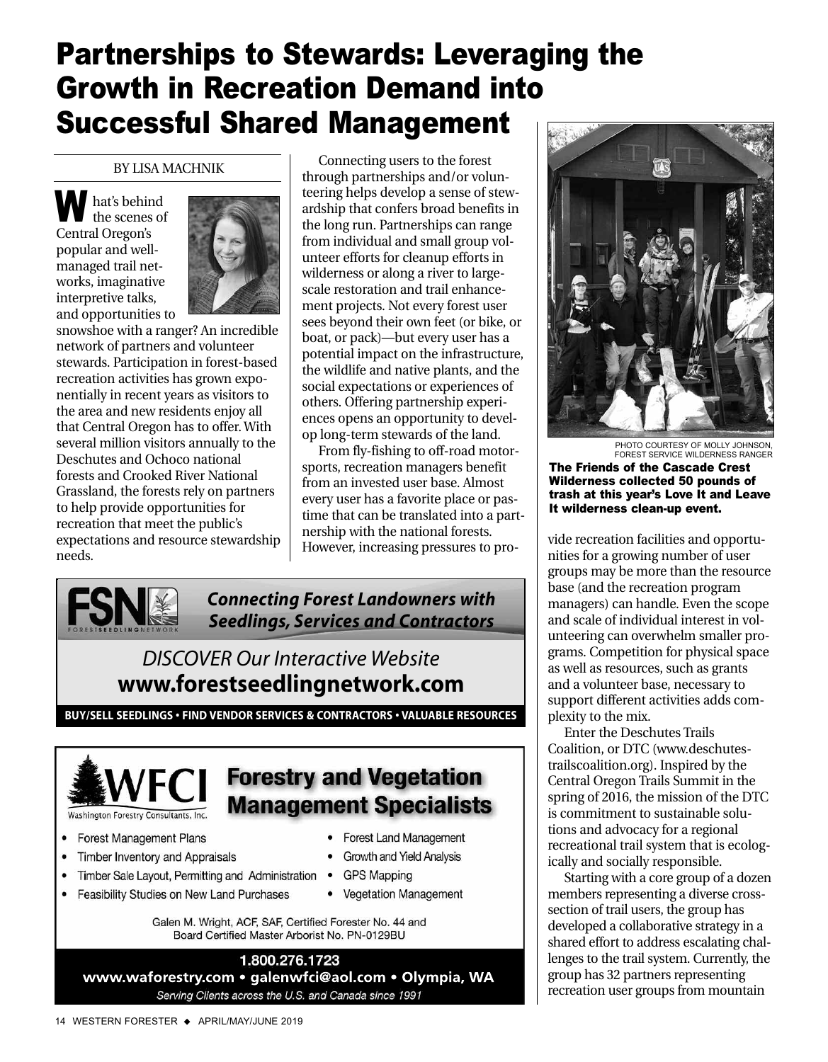# Partnerships to Stewards: Leveraging the Growth in Recreation Demand into Successful Shared Management

BY LISA MACHNIK

What's behind the scenes of Central Oregon's popular and well-managed trail networks, imaginative interpretive talks, and opportunities to snowshoe with a ranger? An incredible network of partners and volunteer stewards. Participation in forest-based recreation activities has grown exponentially in recent years as visitors to the area and new residents enjoy all that Central Oregon has to offer. With several million visitors annually to the Deschutes and Ochoco national forests and Crooked River National Grassland, the forests rely on partners to help provide opportunities for recreation that meet the public's expectations and resource stewardship needs.

Connecting users to the forest through partnerships and/or volunteering helps develop a sense of stewardship that confers broad benefits in the long run. Partnerships can range from individual and small group volunteer efforts for cleanup efforts in wilderness or along a river to large-scale restoration and trail enhancement projects. Not every forest user sees beyond their own feet (or bike, or boat, or pack)—but every user has a potential impact on the infrastructure, the wildlife and native plants, and the social expectations or experiences of others. Offering partnership experiences opens an opportunity to develop long-term stewards of the land.

From fly-fishing to off-road motorsports, recreation managers benefit from an invested user base. Almost every user has a favorite place or pastime that can be translated into a partnership with the national forests. However, increasing pressures to provide recreation facilities and opportunities for a growing number of user groups may be more than the resource base (and the recreation program managers) can handle. Even the scope and scale of individual interest in volunteering can overwhelm smaller programs. Competition for physical space as well as resources, such as grants and a volunteer base, necessary to support different activities adds complexity to the mix.

PHOTO COURTESY OF MOLLY JOHNSON, FOREST SERVICE WILDERNESS RANGER

**The Friends of the Cascade Crest Wilderness collected 50 pounds of trash at this year's Love It and Leave It wilderness clean-up event.**

Enter the Deschutes Trails Coalition, or DTC (www.deschutestrailscoalition.org). Inspired by the Central Oregon Trails Summit in the spring of 2016, the mission of the DTC is commitment to sustainable solutions and advocacy for a regional recreational trail system that is ecologically and socially responsible.

Starting with a core group of a dozen members representing a diverse cross-section of trail users, the group has developed a collaborative strategy in a shared effort to address escalating challenges to the trail system. Currently, the group has 32 partners representing recreation user groups from mountain

---

**FSN** FORESTSEEDLINGNETWORK

***Connecting Forest Landowners with Seedlings, Services and Contractors***

*DISCOVER Our Interactive Website*

**www.forestseedlingnetwork.com**

**BUY/SELL SEEDLINGS • FIND VENDOR SERVICES & CONTRACTORS • VALUABLE RESOURCES**

---

**WFCI** Washington Forestry Consultants, Inc.

**Forestry and Vegetation Management Specialists**

- Forest Management Plans
- Timber Inventory and Appraisals
- Timber Sale Layout, Permitting and Administration
- Feasibility Studies on New Land Purchases
- Forest Land Management
- Growth and Yield Analysis
- GPS Mapping
- Vegetation Management

Galen M. Wright, ACF, SAF, Certified Forester No. 44 and Board Certified Master Arborist No. PN-0129BU

**1.800.276.1723**

**www.waforestry.com • galenwfci@aol.com • Olympia, WA**

*Serving Clients across the U.S. and Canada since 1991*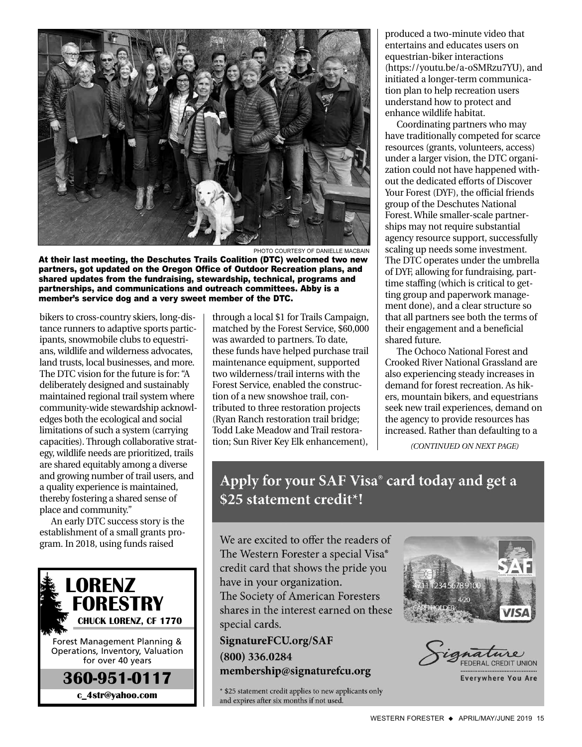PHOTO COURTESY OF DANIELLE MACBAIN

**At their last meeting, the Deschutes Trails Coalition (DTC) welcomed two new partners, got updated on the Oregon Office of Outdoor Recreation plans, and shared updates from the fundraising, stewardship, technical, programs and partnerships, and communications and outreach committees. Abby is a member's service dog and a very sweet member of the DTC.**

bikers to cross-country skiers, long-distance runners to adaptive sports participants, snowmobile clubs to equestrians, wildlife and wilderness advocates, land trusts, local businesses, and more. The DTC vision for the future is for: "A deliberately designed and sustainably maintained regional trail system where community-wide stewardship acknowledges both the ecological and social limitations of such a system (carrying capacities). Through collaborative strategy, wildlife needs are prioritized, trails are shared equitably among a diverse and growing number of trail users, and a quality experience is maintained, thereby fostering a shared sense of place and community."

An early DTC success story is the establishment of a small grants program. In 2018, using funds raised through a local $1 for Trails Campaign, matched by the Forest Service, $60,000 was awarded to partners. To date, these funds have helped purchase trail maintenance equipment, supported two wilderness/trail interns with the Forest Service, enabled the construction of a new snowshoe trail, contributed to three restoration projects (Ryan Ranch restoration trail bridge; Todd Lake Meadow and Trail restoration; Sun River Key Elk enhancement), produced a two-minute video that entertains and educates users on equestrian-biker interactions (https://youtu.be/a-oSMRzu7YU), and initiated a longer-term communication plan to help recreation users understand how to protect and enhance wildlife habitat.

Coordinating partners who may have traditionally competed for scarce resources (grants, volunteers, access) under a larger vision, the DTC organization could not have happened without the dedicated efforts of Discover Your Forest (DYF), the official friends group of the Deschutes National Forest. While smaller-scale partnerships may not require substantial agency resource support, successfully scaling up needs some investment. The DTC operates under the umbrella of DYF, allowing for fundraising, part-time staffing (which is critical to getting group and paperwork management done), and a clear structure so that all partners see both the terms of their engagement and a beneficial shared future.

The Ochoco National Forest and Crooked River National Grassland are also experiencing steady increases in demand for forest recreation. As hikers, mountain bikers, and equestrians seek new trail experiences, demand on the agency to provide resources has increased. Rather than defaulting to a

*(CONTINUED ON NEXT PAGE)*

**LORENZ FORESTRY**
**CHUCK LORENZ, CF 1770**

Forest Management Planning & Operations, Inventory, Valuation for over 40 years

**360-951-0117**
**c_4str@yahoo.com**

## Apply for your SAF Visa® card today and get a $25 statement credit*!

We are excited to offer the readers of The Western Forester a special Visa® credit card that shows the pride you have in your organization. The Society of American Foresters shares in the interest earned on these special cards.

**SignatureFCU.org/SAF**
**(800) 336.0284**
**membership@signaturefcu.org**

\* $25 statement credit applies to new applicants only and expires after six months if not used.

Signature Federal Credit Union — Everywhere You Are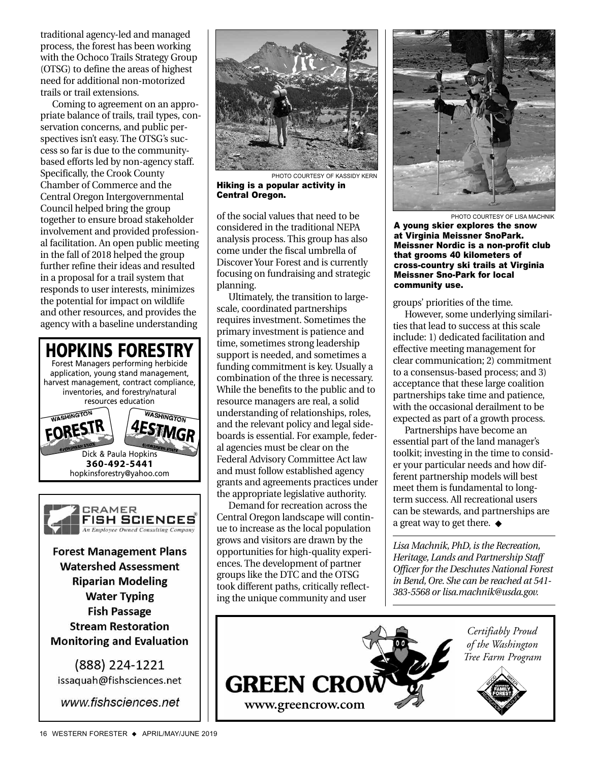traditional agency-led and managed process, the forest has been working with the Ochoco Trails Strategy Group (OTSG) to define the areas of highest need for additional non-motorized trails or trail extensions.

Coming to agreement on an appropriate balance of trails, trail types, conservation concerns, and public perspectives isn't easy. The OTSG's success so far is due to the community-based efforts led by non-agency staff. Specifically, the Crook County Chamber of Commerce and the Central Oregon Intergovernmental Council helped bring the group together to ensure broad stakeholder involvement and provided professional facilitation. An open public meeting in the fall of 2018 helped the group further refine their ideas and resulted in a proposal for a trail system that responds to user interests, minimizes the potential for impact on wildlife and other resources, and provides the agency with a baseline understanding of the social values that need to be considered in the traditional NEPA analysis process. This group has also come under the fiscal umbrella of Discover Your Forest and is currently focusing on fundraising and strategic planning.

PHOTO COURTESY OF KASSIDY KERN

**Hiking is a popular activity in Central Oregon.**

Ultimately, the transition to large-scale, coordinated partnerships requires investment. Sometimes the primary investment is patience and time, sometimes strong leadership support is needed, and sometimes a funding commitment is key. Usually a combination of the three is necessary. While the benefits to the public and to resource managers are real, a solid understanding of relationships, roles, and the relevant policy and legal sideboards is essential. For example, federal agencies must be clear on the Federal Advisory Committee Act law and must follow established agency grants and agreements practices under the appropriate legislative authority.

Demand for recreation across the Central Oregon landscape will continue to increase as the local population grows and visitors are drawn by the opportunities for high-quality experiences. The development of partner groups like the DTC and the OTSG took different paths, critically reflecting the unique community and user groups' priorities of the time.

PHOTO COURTESY OF LISA MACHNIK

**A young skier explores the snow at Virginia Meissner SnoPark. Meissner Nordic is a non-profit club that grooms 40 kilometers of cross-country ski trails at Virginia Meissner Sno-Park for local community use.**

However, some underlying similarities that lead to success at this scale include: 1) dedicated facilitation and effective meeting management for clear communication; 2) commitment to a consensus-based process; and 3) acceptance that these large coalition partnerships take time and patience, with the occasional derailment to be expected as part of a growth process.

Partnerships have become an essential part of the land manager's toolkit; investing in the time to consider your particular needs and how different partnership models will best meet them is fundamental to long-term success. All recreational users can be stewards, and partnerships are a great way to get there. ◆

*Lisa Machnik, PhD, is the Recreation, Heritage, Lands and Partnership Staff Officer for the Deschutes National Forest in Bend, Ore. She can be reached at 541-383-5568 or lisa.machnik@usda.gov.*

**HOPKINS FORESTRY**

Forest Managers performing herbicide application, young stand management, harvest management, contract compliance, inventories, and forestry/natural resources education

WASHINGTON FORESTR — WASHINGTON 4ESTMGR

Dick & Paula Hopkins
**360-492-5441**
hopkinsforestry@yahoo.com

**CRAMER FISH SCIENCES**®
*An Employee Owned Consulting Company*

**Forest Management Plans**
**Watershed Assessment**
**Riparian Modeling**
**Water Typing**
**Fish Passage**
**Stream Restoration**
**Monitoring and Evaluation**

(888) 224-1221
issaquah@fishsciences.net
*www.fishsciences.net*

**GREEN CROW**
**www.greencrow.com**

*Certifiably Proud of the Washington Tree Farm Program*